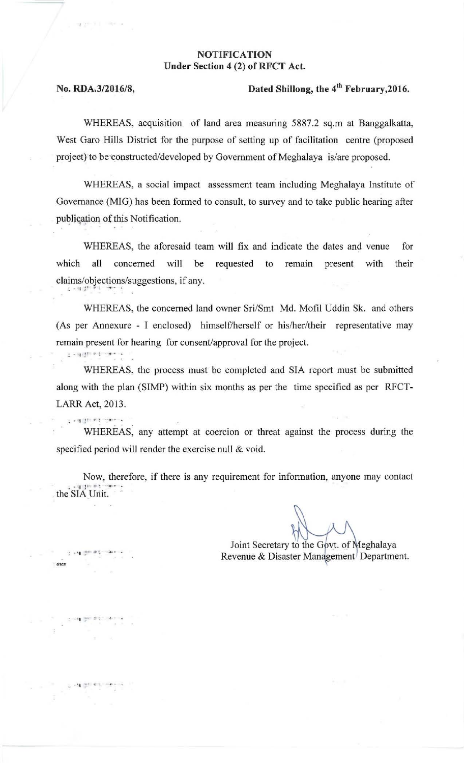# NOTIFICATION
## Under Section 4 (2) of RFCT Act.

**No. RDA.3/2016/8,** **Dated Shillong, the 4th February,2016.**

WHEREAS, acquisition of land area measuring 5887.2 sq.m at Banggalkatta, West Garo Hills District for the purpose of setting up of facilitation centre (proposed project) to be constructed/developed by Government of Meghalaya is/are proposed.

WHEREAS, a social impact assessment team including Meghalaya Institute of Governance (MIG) has been formed to consult, to survey and to take public hearing after publication of this Notification.

WHEREAS, the aforesaid team will fix and indicate the dates and venue for which all concerned will be requested to remain present with their claims/objections/suggestions, if any.

WHEREAS, the concerned land owner Sri/Smt Md. Mofil Uddin Sk. and others (As per Annexure - I enclosed) himself/herself or his/her/their representative may remain present for hearing for consent/approval for the project.

WHEREAS, the process must be completed and SIA report must be submitted along with the plan (SIMP) within six months as per the time specified as per RFCT-LARR Act, 2013.

WHEREAS, any attempt at coercion or threat against the process during the specified period will render the exercise null & void.

Now, therefore, if there is any requirement for information, anyone may contact the SIA Unit.

Joint Secretary to the Govt. of Meghalaya
Revenue & Disaster Management Department.

d/adm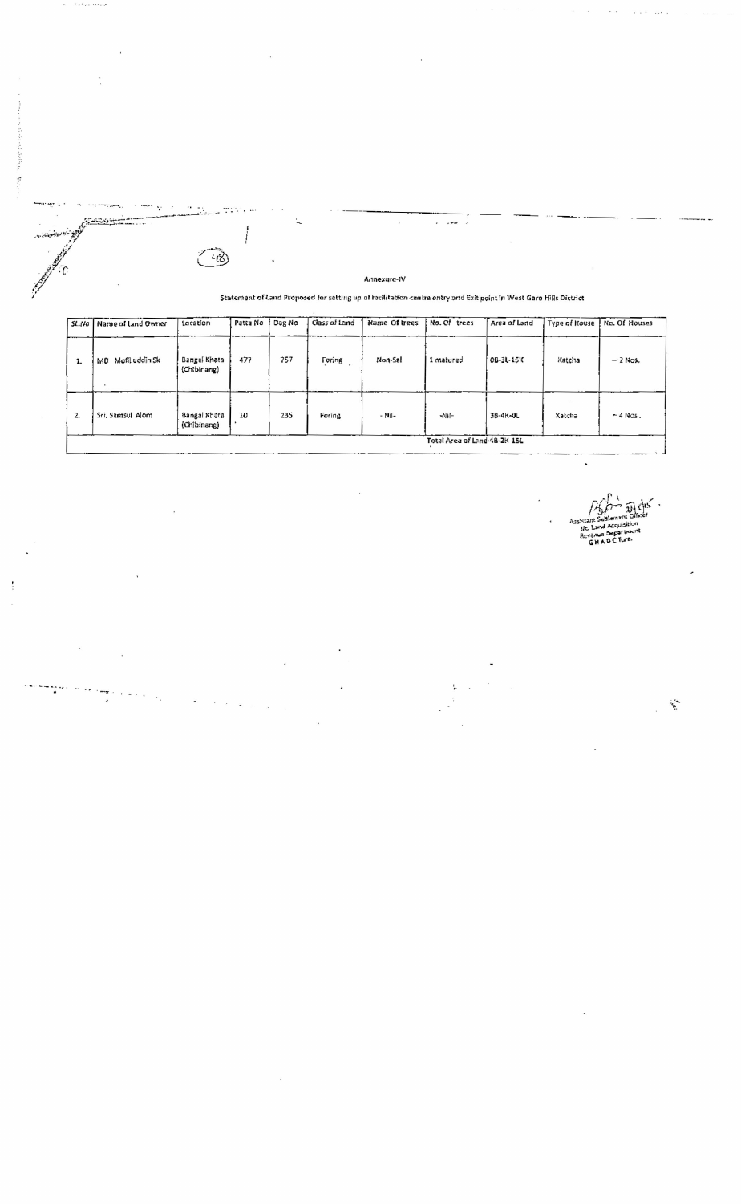Annexure-IV

Statement of Land Proposed for setting up of Facilitation centre entry and Exit point in West Garo Hills District

| Sl.No | Name of Land Owner | Location | Patta No | Dag No | Class of Land | Name Of trees | No. Of trees | Area of Land | Type of House | No. Of Houses |
|---|---|---|---|---|---|---|---|---|---|---|
| 1. | MD Mofil uddin Sk | Bangal Khata (Chibinang) | 477 | 757 | Foring | Non-Sal | 1 matured | 0B-3L-15K | Katcha | ~ 2 Nos. |
| 2. | Sri. Samsul Alom | Bangal Khata (Chibinang) | 10 | 235 | Foring | - Nil- | -Nil- | 3B-4K-0L | Katcha | ~ 4 Nos. |
| | | | | | | | Total Area of Land-4B-2K-15L | | | |

Assistant Settlement Officer
i/c. Land Acquisition
Revenue Department
GHADC Tura.